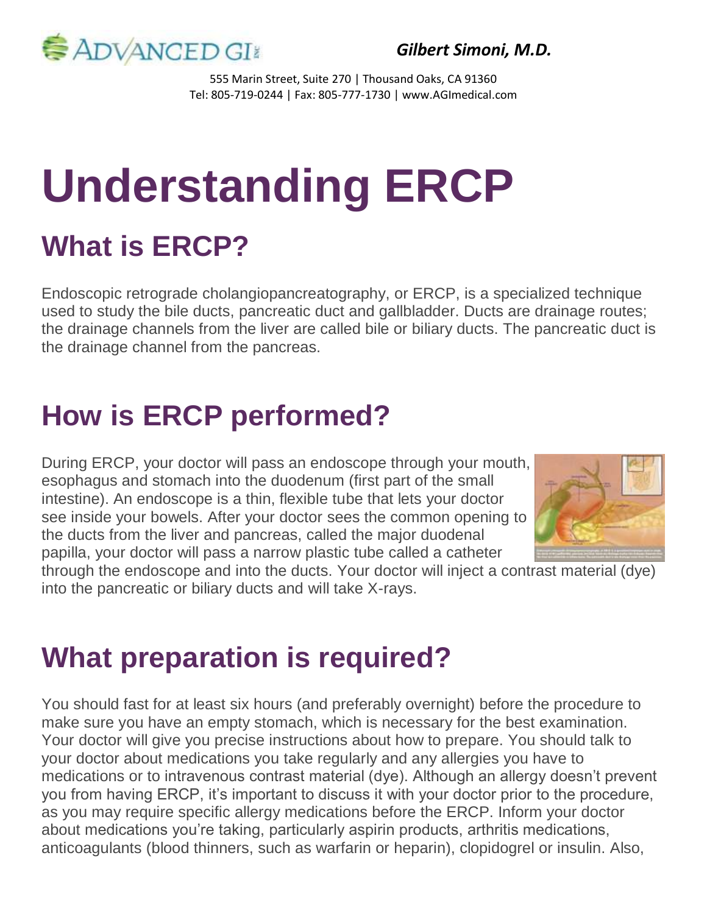Gilbert Simoni, M.D.

555 Marin Street, Suite 270 | Thousand Oaks, CA 91360
Tel: 805-719-0244 | Fax: 805-777-1730 | www.AGImedical.com

# Understanding ERCP

## What is ERCP?

Endoscopic retrograde cholangiopancreatography, or ERCP, is a specialized technique used to study the bile ducts, pancreatic duct and gallbladder. Ducts are drainage routes; the drainage channels from the liver are called bile or biliary ducts. The pancreatic duct is the drainage channel from the pancreas.

## How is ERCP performed?

During ERCP, your doctor will pass an endoscope through your mouth, esophagus and stomach into the duodenum (first part of the small intestine). An endoscope is a thin, flexible tube that lets your doctor see inside your bowels. After your doctor sees the common opening to the ducts from the liver and pancreas, called the major duodenal papilla, your doctor will pass a narrow plastic tube called a catheter through the endoscope and into the ducts. Your doctor will inject a contrast material (dye) into the pancreatic or biliary ducts and will take X-rays.

## What preparation is required?

You should fast for at least six hours (and preferably overnight) before the procedure to make sure you have an empty stomach, which is necessary for the best examination. Your doctor will give you precise instructions about how to prepare. You should talk to your doctor about medications you take regularly and any allergies you have to medications or to intravenous contrast material (dye). Although an allergy doesn't prevent you from having ERCP, it's important to discuss it with your doctor prior to the procedure, as you may require specific allergy medications before the ERCP. Inform your doctor about medications you're taking, particularly aspirin products, arthritis medications, anticoagulants (blood thinners, such as warfarin or heparin), clopidogrel or insulin. Also,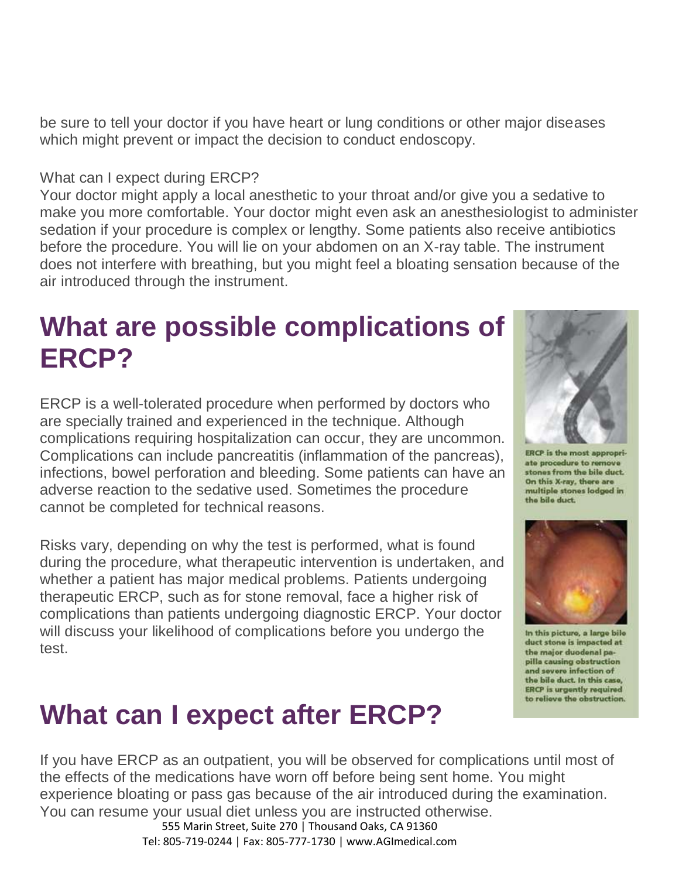be sure to tell your doctor if you have heart or lung conditions or other major diseases which might prevent or impact the decision to conduct endoscopy.

What can I expect during ERCP?
Your doctor might apply a local anesthetic to your throat and/or give you a sedative to make you more comfortable. Your doctor might even ask an anesthesiologist to administer sedation if your procedure is complex or lengthy. Some patients also receive antibiotics before the procedure. You will lie on your abdomen on an X-ray table. The instrument does not interfere with breathing, but you might feel a bloating sensation because of the air introduced through the instrument.

# What are possible complications of ERCP?

ERCP is a well-tolerated procedure when performed by doctors who are specially trained and experienced in the technique. Although complications requiring hospitalization can occur, they are uncommon. Complications can include pancreatitis (inflammation of the pancreas), infections, bowel perforation and bleeding. Some patients can have an adverse reaction to the sedative used. Sometimes the procedure cannot be completed for technical reasons.

Risks vary, depending on why the test is performed, what is found during the procedure, what therapeutic intervention is undertaken, and whether a patient has major medical problems. Patients undergoing therapeutic ERCP, such as for stone removal, face a higher risk of complications than patients undergoing diagnostic ERCP. Your doctor will discuss your likelihood of complications before you undergo the test.

ERCP is the most appropriate procedure to remove stones from the bile duct. On this X-ray, there are multiple stones lodged in the bile duct.

In this picture, a large bile duct stone is impacted at the major duodenal papilla causing obstruction and severe infection of the bile duct. In this case, ERCP is urgently required to relieve the obstruction.

# What can I expect after ERCP?

If you have ERCP as an outpatient, you will be observed for complications until most of the effects of the medications have worn off before being sent home. You might experience bloating or pass gas because of the air introduced during the examination. You can resume your usual diet unless you are instructed otherwise.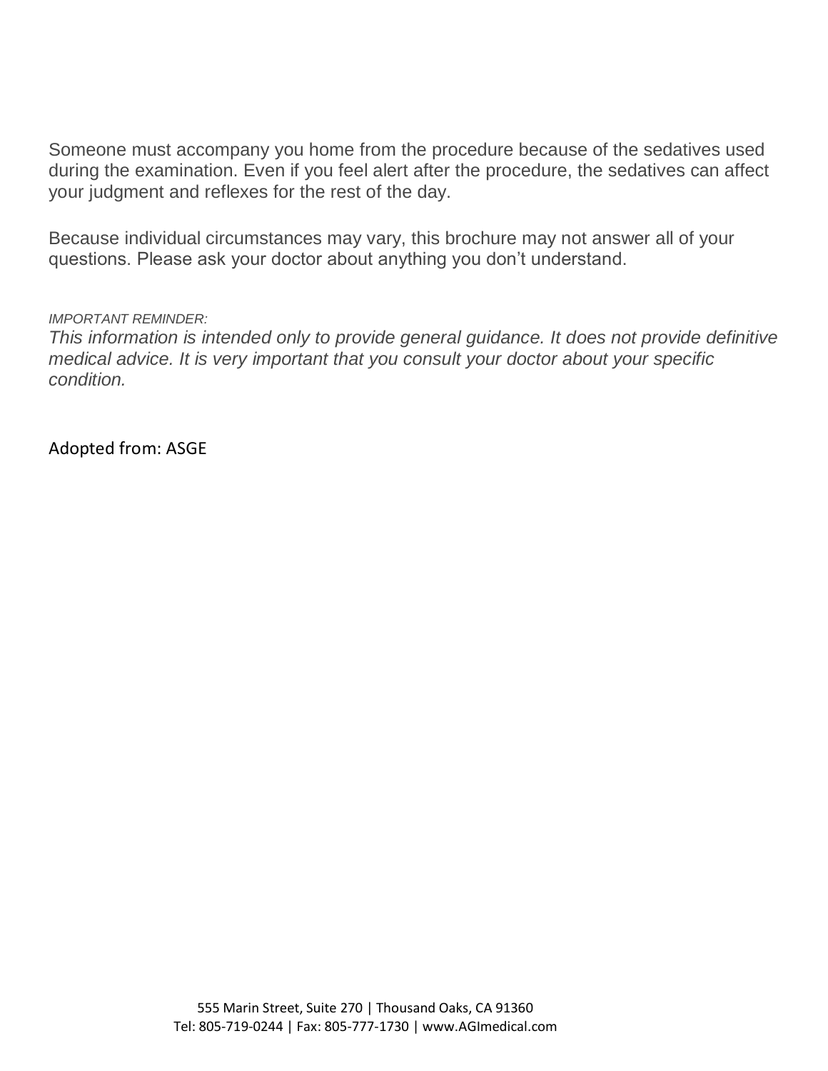Someone must accompany you home from the procedure because of the sedatives used during the examination. Even if you feel alert after the procedure, the sedatives can affect your judgment and reflexes for the rest of the day.

Because individual circumstances may vary, this brochure may not answer all of your questions. Please ask your doctor about anything you don't understand.

*IMPORTANT REMINDER:*
*This information is intended only to provide general guidance. It does not provide definitive medical advice. It is very important that you consult your doctor about your specific condition.*

Adopted from: ASGE